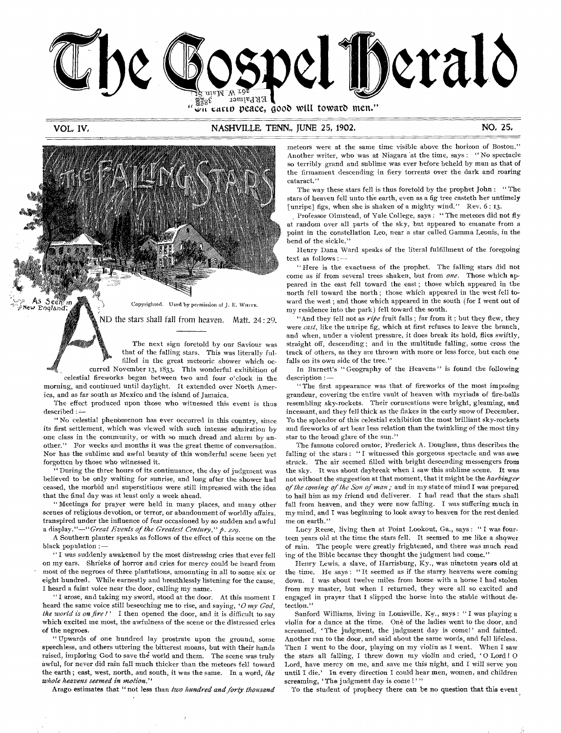# The Gospel Herald

"On earth peace, good will toward men."

VOL. IV. NASHVILLE, TENN., JUNE 25, 1902. NO. 25.

## THE FALLING STARS

As Seen in New England.

Copyrighted. Used by permission of J. E. White.

AND the stars shall fall from heaven. Matt. 24:29.

The next sign foretold by our Saviour was that of the falling stars. This was literally fulfilled in the great meteoric shower which occurred November 13, 1833. This wonderful exhibition of celestial fireworks began between two and four o'clock in the morning, and continued until daylight. It extended over North America, and as far south as Mexico and the island of Jamaica.

The effect produced upon those who witnessed this event is thus described:—

"No celestial phenomenon has ever occurred in this country, since its first settlement, which was viewed with such intense admiration by one class in the community, or with so much dread and alarm by another." For weeks and months it was the great theme of conversation. Nor has the sublime and awful beauty of this wonderful scene been yet forgotten by those who witnessed it.

"During the three hours of its continuance, the day of judgment was believed to be only waiting for sunrise, and long after the shower had ceased, the morbid and superstitious were still impressed with the idea that the final day was at least only a week ahead.

"Meetings for prayer were held in many places, and many other scenes of religious devotion, or terror, or abandonment of worldly affairs, transpired under the influence of fear occasioned by so sudden and awful a display."—*"Great Events of the Greatest Century," p. 229.*

A Southern planter speaks as follows of the effect of this scene on the black population:—

"I was suddenly awakened by the most distressing cries that ever fell on my ears. Shrieks of horror and cries for mercy could be heard from most of the negroes of three plantations, amounting in all to some six or eight hundred. While earnestly and breathlessly listening for the cause, I heard a faint voice near the door, calling my name.

"I arose, and taking my sword, stood at the door. At this moment I heard the same voice still beseeching me to rise, and saying, '*O my God, the world is on fire!*' I then opened the door, and it is difficult to say which excited me most, the awfulness of the scene or the distressed cries of the negroes.

"Upwards of one hundred lay prostrate upon the ground, some speechless, and others uttering the bitterest moans, but with their hands raised, imploring God to save the world and them. The scene was truly awful, for never did rain fall much thicker than the meteors fell toward the earth; east, west, north, and south, it was the same. In a word, *the whole heavens seemed in motion.*"

Arago estimates that "not less than *two hundred and forty thousand* meteors were at the same time visible above the horizon of Boston." Another writer, who was at Niagara at the time, says: "No spectacle so terribly grand and sublime was ever before beheld by man as that of the firmament descending in fiery torrents over the dark and roaring cataract."

The way these stars fell is thus foretold by the prophet John: "The stars of heaven fell unto the earth, even as a fig tree casteth her untimely [unripe] figs, when she is shaken of a mighty wind." Rev. 6:13.

Professor Olmstead, of Yale College, says: "The meteors did not fly at random over all parts of the sky, but appeared to emanate from a point in the constellation Leo, near a star called Gamma Leonis, in the bend of the sickle."

Henry Dana Ward speaks of the literal fulfillment of the foregoing text as follows:—

"Here is the exactness of the prophet. The falling stars did not come as if from several trees shaken, but from *one*. Those which appeared in the east fell toward the east; those which appeared in the north fell toward the north; those which appeared in the west fell toward the west; and those which appeared in the south (for I went out of my residence into the park) fell toward the south.

"And they fell not as *ripe* fruit falls; far from it; but they flew, they were *cast*, like the unripe fig, which at first refuses to leave the branch, and when, under a violent pressure, it does break its hold, flies swiftly, straight off, descending; and in the multitude falling, some cross the track of others, as they are thrown with more or less force, but each one falls on its own side of the tree."

In Burnett's "Geography of the Heavens" is found the following description:—

"The first appearance was that of fireworks of the most imposing grandeur, covering the entire vault of heaven with myriads of fire-balls resembling sky-rockets. Their coruscations were bright, gleaming, and incessant, and they fell thick as the flakes in the early snow of December. To the splendor of this celestial exhibition the most brilliant sky-rockets and fireworks of art bear less relation than the twinkling of the most tiny star to the broad glare of the sun."

The famous colored orator, Frederick A. Douglass, thus describes the falling of the stars: "I witnessed this gorgeous spectacle and was awe struck. The air seemed filled with bright descending messengers from the sky. It was about daybreak when I saw this sublime scene. It was not without the suggestion at that moment, that it might be the *harbinger of the coming of the Son of man*; and in my state of mind I was prepared to hail him as my friend and deliverer. I had read that the stars shall fall from heaven, and they were now falling. I was suffering much in my mind, and I was beginning to look away to heaven for the rest denied me on earth."

Lucy Reese, living then at Point Lookout, Ga., says: "I was fourteen years old at the time the stars fell. It seemed to me like a shower of rain. The people were greatly frightened, and there was much reading of the Bible because they thought the judgment had come."

Henry Lewis, a slave, of Harrisburg, Ky., was nineteen years old at the time. He says: "It seemed as if the starry heavens were coming down. I was about twelve miles from home with a horse I had stolen from my master, but when I returned, they were all so excited and engaged in prayer that I slipped the horse into the stable without detection."

Sanford Williams, living in Louisville, Ky., says: "I was playing a violin for a dance at the time. One of the ladies went to the door, and screamed, 'The judgment, the judgment day is come!' and fainted. Another ran to the door, and said about the same words, and fell lifeless. Then I went to the door, playing on my violin as I went. When I saw the stars all falling, I threw down my violin and cried, 'O Lord! O Lord, have mercy on me, and save me this night, and I will serve you until I die.' In every direction I could hear men, women, and children screaming, 'The judgment day is come!'"

To the student of prophecy there can be no question that this event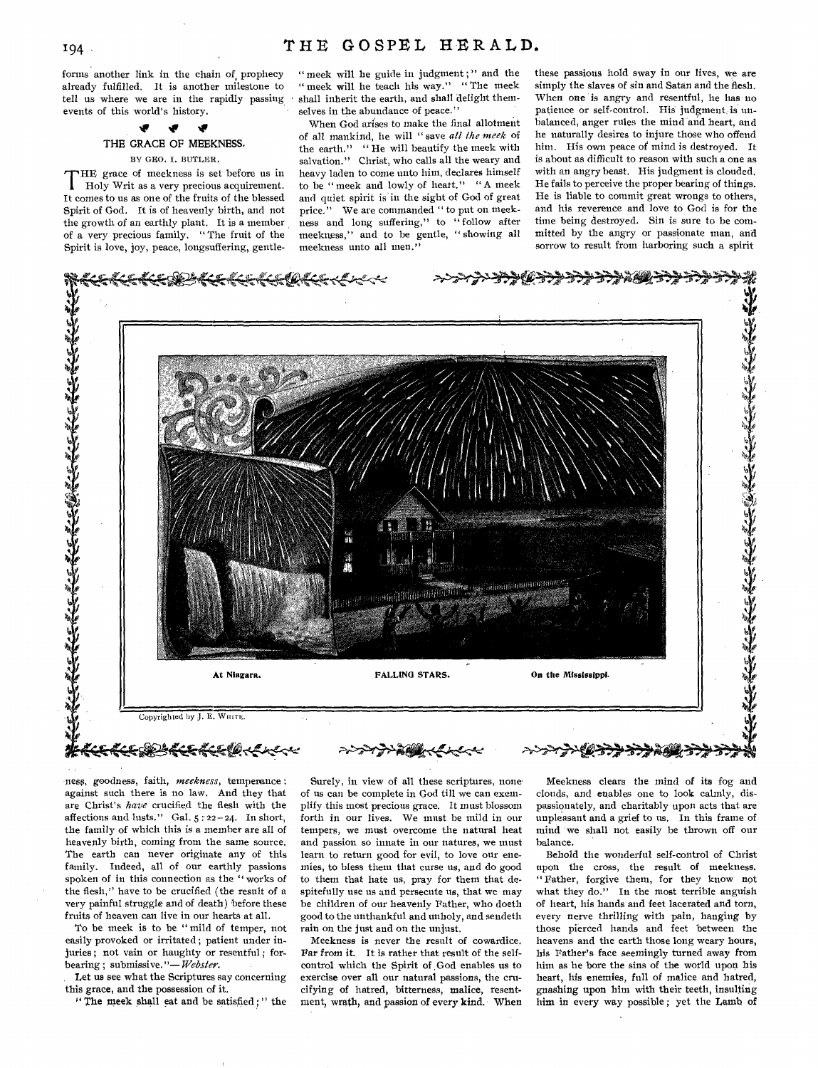forms another link in the chain of prophecy already fulfilled. It is another milestone to tell us where we are in the rapidly passing events of this world's history.

## THE GRACE OF MEEKNESS.

BY GEO. I. BUTLER.

THE grace of meekness is set before us in Holy Writ as a very precious acquirement. It comes to us as one of the fruits of the blessed Spirit of God. It is of heavenly birth, and not the growth of an earthly plant. It is a member of a very precious family. "The fruit of the Spirit is love, joy, peace, longsuffering, gentleness, goodness, faith, *meekness*, temperance: against such there is no law. And they that are Christ's *have* crucified the flesh with the affections and lusts." Gal. 5:22-24. In short, the family of which this is a member are all of heavenly birth, coming from the same source. The earth can never originate any of this family. Indeed, all of our earthly passions spoken of in this connection as the "works of the flesh," have to be crucified (the result of a very painful struggle and of death) before these fruits of heaven can live in our hearts at all.

To be meek is to be "mild of temper, not easily provoked or irritated; patient under injuries; not vain or haughty or resentful; forbearing; submissive."—*Webster.*

Let us see what the Scriptures say concerning this grace, and the possession of it.

"The meek shall eat and be satisfied;" the "meek will he guide in judgment;" and the "meek will he teach his way." "The meek shall inherit the earth, and shall delight themselves in the abundance of peace."

When God arises to make the final allotment of all mankind, he will "save *all the meek* of the earth." "He will beautify the meek with salvation." Christ, who calls all the weary and heavy laden to come unto him, declares himself to be "meek and lowly of heart." "A meek and quiet spirit is in the sight of God of great price." We are commanded "to put on meekness and long suffering," to "follow after meekness," and to be gentle, "showing all meekness unto all men."

Surely, in view of all these scriptures, none of us can be complete in God till we can exemplify this most precious grace. It must blossom forth in our lives. We must be mild in our tempers, we must overcome the natural heat and passion so innate in our natures, we must learn to return good for evil, to love our enemies, to bless them that curse us, and do good to them that hate us, pray for them that despitefully use us and persecute us, that we may be children of our heavenly Father, who doeth good to the unthankful and unholy, and sendeth rain on the just and on the unjust.

Meekness is never the result of cowardice. Far from it. It is rather that result of the self-control which the Spirit of God enables us to exercise over all our natural passions, the crucifying of hatred, bitterness, malice, resentment, wrath, and passion of every kind. When these passions hold sway in our lives, we are simply the slaves of sin and Satan and the flesh. When one is angry and resentful, he has no patience or self-control. His judgment is unbalanced, anger rules the mind and heart, and he naturally desires to injure those who offend him. His own peace of mind is destroyed. It is about as difficult to reason with such a one as with an angry beast. His judgment is clouded. He fails to perceive the proper bearing of things. He is liable to commit great wrongs to others, and his reverence and love to God is for the time being destroyed. Sin is sure to be committed by the angry or passionate man, and sorrow to result from harboring such a spirit

At Niagara. FALLING STARS. On the Mississippi.

Copyrighted by J. E. WHITE.

Meekness clears the mind of its fog and clouds, and enables one to look calmly, dispassionately, and charitably upon acts that are unpleasant and a grief to us. In this frame of mind we shall not easily be thrown off our balance.

Behold the wonderful self-control of Christ upon the cross, the result of meekness. "Father, forgive them, for they know not what they do." In the most terrible anguish of heart, his hands and feet lacerated and torn, every nerve thrilling with pain, hanging by those pierced hands and feet between the heavens and the earth those long weary hours, his Father's face seemingly turned away from him as he bore the sins of the world upon his heart, his enemies, full of malice and hatred, gnashing upon him with their teeth, insulting him in every way possible; yet the Lamb of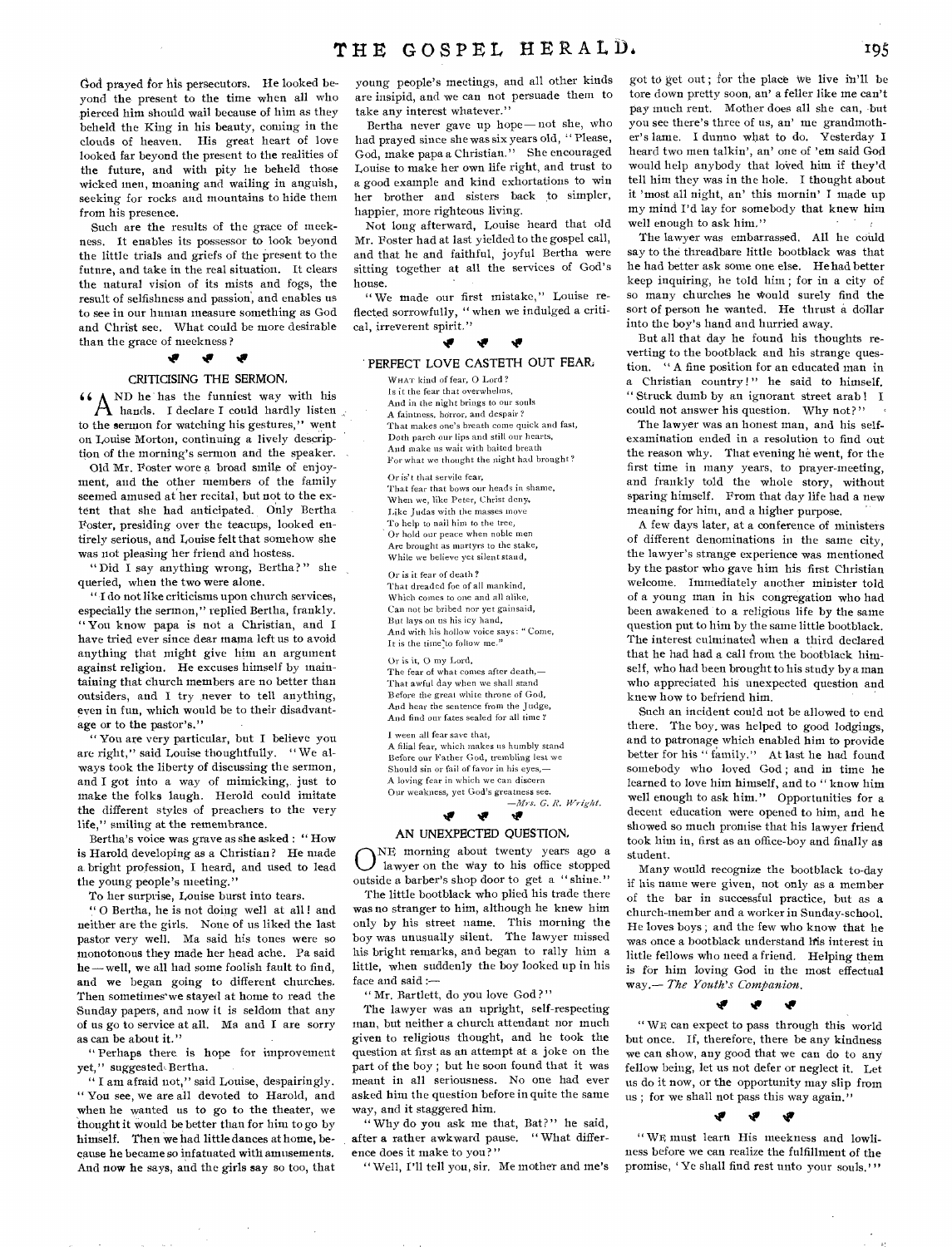God prayed for his persecutors. He looked beyond the present to the time when all who pierced him should wail because of him as they beheld the King in his beauty, coming in the clouds of heaven. His great heart of love looked far beyond the present to the realities of the future, and with pity he beheld those wicked men, moaning and wailing in anguish, seeking for rocks and mountains to hide them from his presence.

Such are the results of the grace of meekness. It enables its possessor to look beyond the little trials and griefs of the present to the future, and take in the real situation. It clears the natural vision of its mists and fogs, the result of selfishness and passion, and enables us to see in our human measure something as God and Christ see. What could be more desirable than the grace of meekness?

## CRITICISING THE SERMON.

"AND he has the funniest way with his hands. I declare I could hardly listen to the sermon for watching his gestures," went on Louise Morton, continuing a lively description of the morning's sermon and the speaker.

Old Mr. Foster wore a broad smile of enjoyment, and the other members of the family seemed amused at her recital, but not to the extent that she had anticipated. Only Bertha Foster, presiding over the teacups, looked entirely serious, and Louise felt that somehow she was not pleasing her friend and hostess.

"Did I say anything wrong, Bertha?" she queried, when the two were alone.

"I do not like criticisms upon church services, especially the sermon," replied Bertha, frankly. "You know papa is not a Christian, and I have tried ever since dear mama left us to avoid anything that might give him an argument against religion. He excuses himself by maintaining that church members are no better than outsiders, and I try never to tell anything, even in fun, which would be to their disadvantage or to the pastor's."

"You are very particular, but I believe you are right," said Louise thoughtfully. "We always took the liberty of discussing the sermon, and I got into a way of mimicking, just to make the folks laugh. Herold could imitate the different styles of preachers to the very life," smiling at the remembrance.

Bertha's voice was grave as she asked: "How is Harold developing as a Christian? He made a bright profession, I heard, and used to lead the young people's meeting."

To her surprise, Louise burst into tears.

"O Bertha, he is not doing well at all! and neither are the girls. None of us liked the last pastor very well. Ma said his tones were so monotonous they made her head ache. Pa said he — well, we all had some foolish fault to find, and we began going to different churches. Then sometimes we stayed at home to read the Sunday papers, and now it is seldom that any of us go to service at all. Ma and I are sorry as can be about it."

"Perhaps there is hope for improvement yet," suggested Bertha.

"I am afraid not," said Louise, despairingly. "You see, we are all devoted to Harold, and when he wanted us to go to the theater, we thought it would be better than for him to go by himself. Then we had little dances at home, because he became so infatuated with amusements. And now he says, and the girls say so too, that young people's meetings, and all other kinds are insipid, and we can not persuade them to take any interest whatever."

Bertha never gave up hope — not she, who had prayed since she was six years old, "Please, God, make papa a Christian." She encouraged Louise to make her own life right, and trust to a good example and kind exhortations to win her brother and sisters back to simpler, happier, more righteous living.

Not long afterward, Louise heard that old Mr. Foster had at last yielded to the gospel call, and that he and faithful, joyful Bertha were sitting together at all the services of God's house.

"We made our first mistake," Louise reflected sorrowfully, "when we indulged a critical, irreverent spirit."

## PERFECT LOVE CASTETH OUT FEAR.

WHAT kind of fear, O Lord?  
Is it the fear that overwhelms,  
And in the night brings to our souls  
A faintness, horror, and despair?  
That makes one's breath come quick and fast,  
Doth parch our lips and still our hearts,  
And make us wait with baited breath  
For what we thought the night had brought?

Or is't that servile fear,  
That fear that bows our heads in shame,  
When we, like Peter, Christ deny,  
Like Judas with the masses move  
To help to nail him to the tree,  
Or hold our peace when noble men  
Are brought as martyrs to the stake,  
While we believe yet silent stand,

Or is it fear of death?  
That dreaded foe of all mankind,  
Which comes to one and all alike,  
Can not be bribed nor yet gainsaid,  
But lays on us his icy hand,  
And with his hollow voice says: "Come,  
It is the time to follow me."

Or is it, O my Lord,  
The fear of what comes after death, —  
That awful day when we shall stand  
Before the great white throne of God,  
And hear the sentence from the Judge,  
And find our fates sealed for all time?

I ween all fear save that,  
A filial fear, which makes us humbly stand  
Before our Father God, trembling lest we  
Should sin or fail of favor in his eyes, —  
A loving fear in which we can discern  
Our weakness, yet God's greatness see.

— *Mrs. G. R. Wright.*

## AN UNEXPECTED QUESTION.

ONE morning about twenty years ago a lawyer on the way to his office stopped outside a barber's shop door to get a "shine."

The little bootblack who plied his trade there was no stranger to him, although he knew him only by his street name. This morning the boy was unusually silent. The lawyer missed his bright remarks, and began to rally him a little, when suddenly the boy looked up in his face and said: —

"Mr. Bartlett, do you love God?"

The lawyer was an upright, self-respecting man, but neither a church attendant nor much given to religious thought, and he took the question at first as an attempt at a joke on the part of the boy; but he soon found that it was meant in all seriousness. No one had ever asked him the question before in quite the same way, and it staggered him.

"Why do you ask me that, Bat?" he said, after a rather awkward pause. "What difference does it make to you?"

"Well, I'll tell you, sir. Me mother and me's got to get out; for the place we live in'll be tore down pretty soon, an' a feller like me can't pay much rent. Mother does all she can, but you see there's three of us, an' me grandmother's lame. I dunno what to do. Yesterday I heard two men talkin', an' one of 'em said God would help anybody that loved him if they'd tell him they was in the hole. I thought about it 'most all night, an' this mornin' I made up my mind I'd lay for somebody that knew him well enough to ask him."

The lawyer was embarrassed. All he could say to the threadbare little bootblack was that he had better ask some one else. He had better keep inquiring, he told him; for in a city of so many churches he would surely find the sort of person he wanted. He thrust a dollar into the boy's hand and hurried away.

But all that day he found his thoughts reverting to the bootblack and his strange question. "A fine position for an educated man in a Christian country!" he said to himself. "Struck dumb by an ignorant street arab! I could not answer his question. Why not?"

The lawyer was an honest man, and his self-examination ended in a resolution to find out the reason why. That evening he went, for the first time in many years, to prayer-meeting, and frankly told the whole story, without sparing himself. From that day life had a new meaning for him, and a higher purpose.

A few days later, at a conference of ministers of different denominations in the same city, the lawyer's strange experience was mentioned by the pastor who gave him his first Christian welcome. Immediately another minister told of a young man in his congregation who had been awakened to a religious life by the same question put to him by the same little bootblack. The interest culminated when a third declared that he had had a call from the bootblack himself, who had been brought to his study by a man who appreciated his unexpected question and knew how to befriend him.

Such an incident could not be allowed to end there. The boy was helped to good lodgings, and to patronage which enabled him to provide better for his "family." At last he had found somebody who loved God; and in time he learned to love him himself, and to "know him well enough to ask him." Opportunities for a decent education were opened to him, and he showed so much promise that his lawyer friend took him in, first as an office-boy and finally as student.

Many would recognize the bootblack to-day if his name were given, not only as a member of the bar in successful practice, but as a church-member and a worker in Sunday-school. He loves boys; and the few who know that he was once a bootblack understand his interest in little fellows who need a friend. Helping them is for him loving God in the most effectual way. — *The Youth's Companion.*

"WE can expect to pass through this world but once. If, therefore, there be any kindness we can show, any good that we can do to any fellow being, let us not defer or neglect it. Let us do it now, or the opportunity may slip from us; for we shall not pass this way again."

"WE must learn His meekness and lowliness before we can realize the fulfillment of the promise, 'Ye shall find rest unto your souls.'"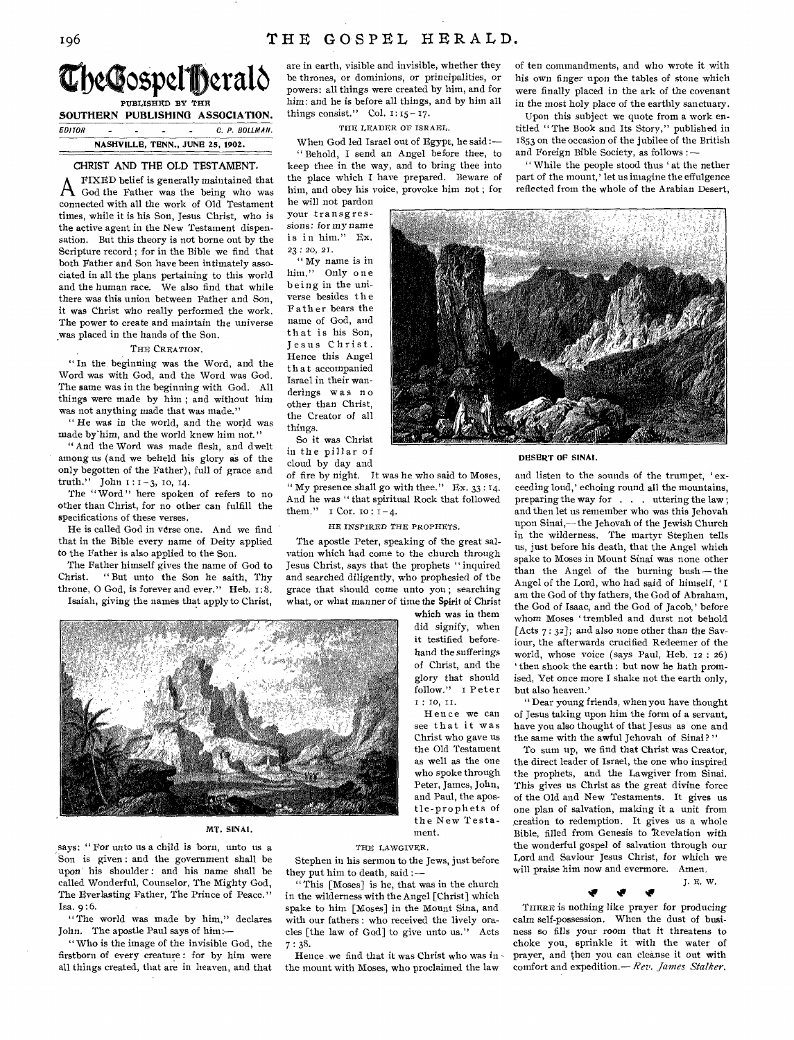# The Gospel Herald

PUBLISHED BY THE
**SOUTHERN PUBLISHING ASSOCIATION.**

EDITOR - - - - - C. P. BOLLMAN.

**NASHVILLE, TENN., JUNE 25, 1902.**

## CHRIST AND THE OLD TESTAMENT.

A FIXED belief is generally maintained that God the Father was the being who was connected with all the work of Old Testament times, while it is his Son, Jesus Christ, who is the active agent in the New Testament dispensation. But this theory is not borne out by the Scripture record; for in the Bible we find that both Father and Son have been intimately associated in all the plans pertaining to this world and the human race. We also find that while there was this union between Father and Son, it was Christ who really performed the work. The power to create and maintain the universe was placed in the hands of the Son.

### THE CREATION.

"In the beginning was the Word, and the Word was with God, and the Word was God. The same was in the beginning with God. All things were made by him; and without him was not anything made that was made."

"He was in the world, and the world was made by him, and the world knew him not."

"And the Word was made flesh, and dwelt among us (and we beheld his glory as of the only begotten of the Father), full of grace and truth." John 1:1-3, 10, 14.

The "Word" here spoken of refers to no other than Christ, for no other can fulfill the specifications of these verses.

He is called God in verse one. And we find that in the Bible every name of Deity applied to the Father is also applied to the Son.

The Father himself gives the name of God to Christ. "But unto the Son he saith, Thy throne, O God, is forever and ever." Heb. 1:8.

Isaiah, giving the names that apply to Christ, says: "For unto us a child is born, unto us a Son is given: and the government shall be upon his shoulder: and his name shall be called Wonderful, Counselor, The Mighty God, The Everlasting Father, The Prince of Peace." Isa. 9:6.

"The world was made by him," declares John. The apostle Paul says of him:—

"Who is the image of the invisible God, the firstborn of every creature: for by him were all things created, that are in heaven, and that are in earth, visible and invisible, whether they be thrones, or dominions, or principalities, or powers: all things were created by him, and for him: and he is before all things, and by him all things consist." Col. 1:15-17.

### THE LEADER OF ISRAEL.

When God led Israel out of Egypt, he said:—

"Behold, I send an Angel before thee, to keep thee in the way, and to bring thee into the place which I have prepared. Beware of him, and obey his voice, provoke him not; for he will not pardon your transgressions: for my name is in him." Ex. 23:20, 21.

"My name is in him." Only one being in the universe besides the Father bears the name of God, and that is his Son, Jesus Christ. Hence this Angel that accompanied Israel in their wanderings was no other than Christ, the Creator of all things.

So it was Christ in the pillar of cloud by day and of fire by night. It was he who said to Moses, "My presence shall go with thee." Ex. 33:14. And he was "that spiritual Rock that followed them." 1 Cor. 10:1-4.

### HE INSPIRED THE PROPHETS.

The apostle Peter, speaking of the great salvation which had come to the church through Jesus Christ, says that the prophets "inquired and searched diligently, who prophesied of the grace that should come unto you; searching what, or what manner of time the Spirit of Christ which was in them did signify, when it testified beforehand the sufferings of Christ, and the glory that should follow." 1 Peter 1:10, 11.

Hence we can see that it was Christ who gave us the Old Testament as well as the one who spoke through Peter, James, John, and Paul, the apostle-prophets of the New Testament.

MT. SINAI.

### THE LAWGIVER.

Stephen in his sermon to the Jews, just before they put him to death, said:—

"This [Moses] is he, that was in the church in the wilderness with the Angel [Christ] which spake to him [Moses] in the Mount Sina, and with our fathers: who received the lively oracles [the law of God] to give unto us." Acts 7:38.

Hence we find that it was Christ who was in the mount with Moses, who proclaimed the law of ten commandments, and who wrote it with his own finger upon the tables of stone which were finally placed in the ark of the covenant in the most holy place of the earthly sanctuary.

Upon this subject we quote from a work entitled "The Book and Its Story," published in 1853 on the occasion of the jubilee of the British and Foreign Bible Society, as follows:—

"While the people stood thus 'at the nether part of the mount,' let us imagine the effulgence reflected from the whole of the Arabian Desert, and listen to the sounds of the trumpet, 'exceeding loud,' echoing round all the mountains, preparing the way for . . . uttering the law; and then let us remember who was this Jehovah upon Sinai,—the Jehovah of the Jewish Church in the wilderness. The martyr Stephen tells us, just before his death, that the Angel which spake to Moses in Mount Sinai was none other than the Angel of the burning bush—the Angel of the Lord, who had said of himself, 'I am the God of thy fathers, the God of Abraham, the God of Isaac, and the God of Jacob,' before whom Moses 'trembled and durst not behold [Acts 7:32]; and also none other than the Saviour, the afterwards crucified Redeemer of the world, whose voice (says Paul, Heb. 12:26) 'then shook the earth: but now he hath promised, Yet once more I shake not the earth only, but also heaven.'

"Dear young friends, when you have thought of Jesus taking upon him the form of a servant, have you also thought of that Jesus as one and the same with the awful Jehovah of Sinai?"

DESERT OF SINAI.

To sum up, we find that Christ was Creator, the direct leader of Israel, the one who inspired the prophets, and the Lawgiver from Sinai. This gives us Christ as the great divine force of the Old and New Testaments. It gives us one plan of salvation, making it a unit from creation to redemption. It gives us a whole Bible, filled from Genesis to Revelation with the wonderful gospel of salvation through our Lord and Saviour Jesus Christ, for which we will praise him now and evermore. Amen.

J. E. W.

---

THERE is nothing like prayer for producing calm self-possession. When the dust of business so fills your room that it threatens to choke you, sprinkle it with the water of prayer, and then you can cleanse it out with comfort and expedition.—*Rev. James Stalker.*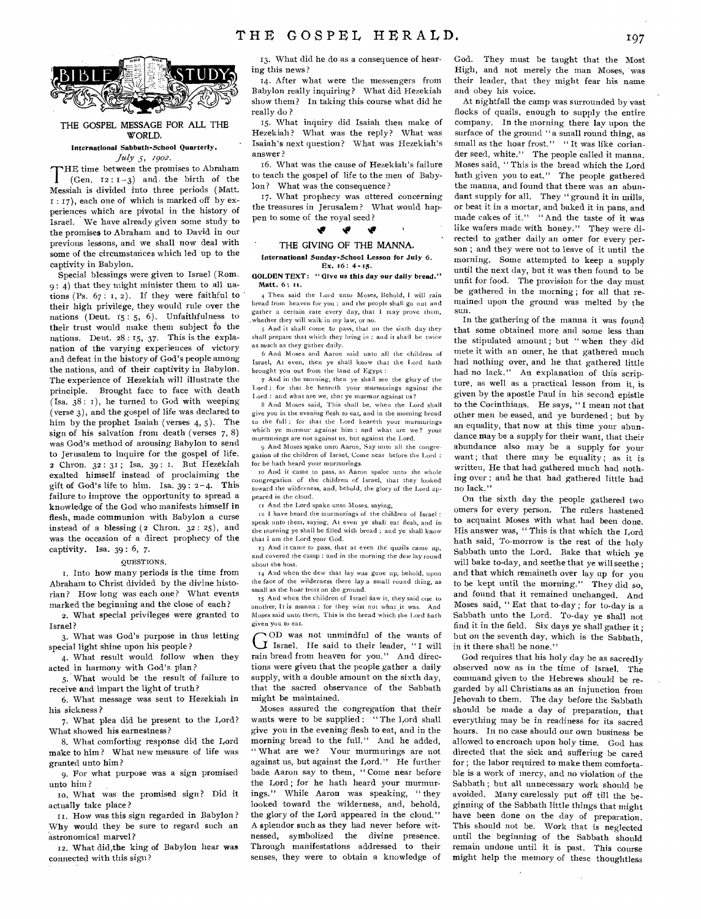## BIBLE STUDY

### THE GOSPEL MESSAGE FOR ALL THE WORLD.

**International Sabbath-School Quarterly.**

*July 5, 1902.*

THE time between the promises to Abraham (Gen. 12 : 1-3) and the birth of the Messiah is divided into three periods (Matt. 1 : 17), each one of which is marked off by experiences which are pivotal in the history of Israel. We have already given some study to the promises to Abraham and to David in our previous lessons, and we shall now deal with some of the circumstances which led up to the captivity in Babylon.

Special blessings were given to Israel (Rom. 9 : 4) that they might minister them to all nations (Ps. 67 : 1, 2). If they were faithful to their high privilege, they would rule over the nations (Deut. 15 : 5, 6). Unfaithfulness to their trust would make them subject to the nations. Deut. 28 : 15, 37. This is the explanation of the varying experiences of victory and defeat in the history of God's people among the nations, and of their captivity in Babylon. The experience of Hezekiah will illustrate the principle. Brought face to face with death (Isa. 38 : 1), he turned to God with weeping (verse 3), and the gospel of life was declared to him by the prophet Isaiah (verses 4, 5). The sign of his salvation from death (verses 7, 8) was God's method of arousing Babylon to send to Jerusalem to inquire for the gospel of life. 2 Chron. 32 : 31; Isa. 39 : 1. But Hezekiah exalted himself instead of proclaiming the gift of God's life to him. Isa. 39 : 2-4. This failure to improve the opportunity to spread a knowledge of the God who manifests himself in flesh, made communion with Babylon a curse instead of a blessing (2 Chron. 32 : 25), and was the occasion of a direct prophecy of the captivity. Isa. 39 : 6, 7.

QUESTIONS.

1. Into how many periods is the time from Abraham to Christ divided by the divine historian? How long was each one? What events marked the beginning and the close of each?

2. What special privileges were granted to Israel?

3. What was God's purpose in thus letting special light shine upon his people?

4. What result would follow when they acted in harmony with God's plan?

5. What would be the result of failure to receive and impart the light of truth?

6. What message was sent to Hezekiah in his sickness?

7. What plea did he present to the Lord? What showed his earnestness?

8. What comforting response did the Lord make to him? What new measure of life was granted unto him?

9. For what purpose was a sign promised unto him?

10. What was the promised sign? Did it actually take place?

11. How was this sign regarded in Babylon? Why would they be sure to regard such an astronomical marvel?

12. What did the king of Babylon hear was connected with this sign?

13. What did he do as a consequence of hearing this news?

14. After what were the messengers from Babylon really inquiring? What did Hezekiah show them? In taking this course what did he really do?

15. What inquiry did Isaiah then make of Hezekiah? What was the reply? What was Isaiah's next question? What was Hezekiah's answer?

16. What was the cause of Hezekiah's failure to teach the gospel of life to the men of Babylon? What was the consequence?

17. What prophecy was uttered concerning the treasures in Jerusalem? What would happen to some of the royal seed?

### THE GIVING OF THE MANNA.

**International Sunday-School Lesson for July 6. Ex. 16 : 4-15.**

**GOLDEN TEXT: "Give us this day our daily bread." Matt. 6 : 11.**

4 Then said the Lord unto Moses, Behold, I will rain bread from heaven for you; and the people shall go out and gather a certain rate every day, that I may prove them, whether they will walk in my law, or no.

5 And it shall come to pass, that on the sixth day they shall prepare that which they bring in; and it shall be twice as much as they gather daily.

6 And Moses and Aaron said unto all the children of Israel, At even, then ye shall know that the Lord hath brought you out from the land of Egypt:

7 And in the morning, then ye shall see the glory of the Lord; for that he heareth your murmurings against the Lord: and what are we, that ye murmur against us?

8 And Moses said, This shall be, when the Lord shall give you in the evening flesh to eat, and in the morning bread to the full; for that the Lord heareth your murmurings which ye murmur against him: and what are we? your murmurings are not against us, but against the Lord.

9 And Moses spake unto Aaron, Say unto all the congregation of the children of Israel, Come near before the Lord: for he hath heard your murmurings.

10 And it came to pass, as Aaron spake unto the whole congregation of the children of Israel, that they looked toward the wilderness, and, behold, the glory of the Lord appeared in the cloud.

11 And the Lord spake unto Moses, saying,

12 I have heard the murmurings of the children of Israel: speak unto them, saying, At even ye shall eat flesh, and in the morning ye shall be filled with bread; and ye shall know that I am the Lord your God.

13 And it came to pass, that at even the quails came up, and covered the camp: and in the morning the dew lay round about the host.

14 And when the dew that lay was gone up, behold, upon the face of the wilderness there lay a small round thing, as small as the hoar frost on the ground.

15 And when the children of Israel saw it, they said one to another, It is manna: for they wist not what it was. And Moses said unto them, This is the bread which the Lord hath given you to eat.

GOD was not unmindful of the wants of Israel. He said to their leader, "I will rain bread from heaven for you." And directions were given that the people gather a daily supply, with a double amount on the sixth day, that the sacred observance of the Sabbath might be maintained.

Moses assured the congregation that their wants were to be supplied: "The Lord shall give you in the evening flesh to eat, and in the morning bread to the full." And he added, "What are we? Your murmurings are not against us, but against the Lord." He further bade Aaron say to them, "Come near before the Lord; for he hath heard your murmurings." While Aaron was speaking, "they looked toward the wilderness, and, behold, the glory of the Lord appeared in the cloud." A splendor such as they had never before witnessed, symbolized the divine presence. Through manifestations addressed to their senses, they were to obtain a knowledge of God. They must be taught that the Most High, and not merely the man Moses, was their leader, that they might fear his name and obey his voice.

At nightfall the camp was surrounded by vast flocks of quails, enough to supply the entire company. In the morning there lay upon the surface of the ground "a small round thing, as small as the hoar frost." "It was like coriander seed, white." The people called it manna. Moses said, "This is the bread which the Lord hath given you to eat." The people gathered the manna, and found that there was an abundant supply for all. They "ground it in mills, or beat it in a mortar, and baked it in pans, and made cakes of it." "And the taste of it was like wafers made with honey." They were directed to gather daily an omer for every person; and they were not to leave of it until the morning. Some attempted to keep a supply until the next day, but it was then found to be unfit for food. The provision for the day must be gathered in the morning; for all that remained upon the ground was melted by the sun.

In the gathering of the manna it was found that some obtained more and some less than the stipulated amount; but "when they did mete it with an omer, he that gathered much had nothing over, and he that gathered little had no lack." An explanation of this scripture, as well as a practical lesson from it, is given by the apostle Paul in his second epistle to the Corinthians. He says, "I mean not that other men be eased, and ye burdened; but by an equality, that now at this time your abundance may be a supply for their want, that their abundance also may be a supply for your want; that there may be equality; as it is written, He that had gathered much had nothing over; and he that had gathered little had no lack."

On the sixth day the people gathered two omers for every person. The rulers hastened to acquaint Moses with what had been done. His answer was, "This is that which the Lord hath said, To-morrow is the rest of the holy Sabbath unto the Lord. Bake that which ye will bake to-day, and seethe that ye will seethe; and that which remaineth over lay up for you to be kept until the morning." They did so, and found that it remained unchanged. And Moses said, "Eat that to-day; for to-day is a Sabbath unto the Lord. To-day ye shall not find it in the field. Six days ye shall gather it; but on the seventh day, which is the Sabbath, in it there shall be none."

God requires that his holy day be as sacredly observed now as in the time of Israel. The command given to the Hebrews should be regarded by all Christians as an injunction from Jehovah to them. The day before the Sabbath should be made a day of preparation, that everything may be in readiness for its sacred hours. In no case should our own business be allowed to encroach upon holy time. God has directed that the sick and suffering be cared for; the labor required to make them comfortable is a work of mercy, and no violation of the Sabbath; but all unnecessary work should be avoided. Many carelessly put off till the beginning of the Sabbath little things that might have been done on the day of preparation. This should not be. Work that is neglected until the beginning of the Sabbath should remain undone until it is past. This course might help the memory of these thoughtless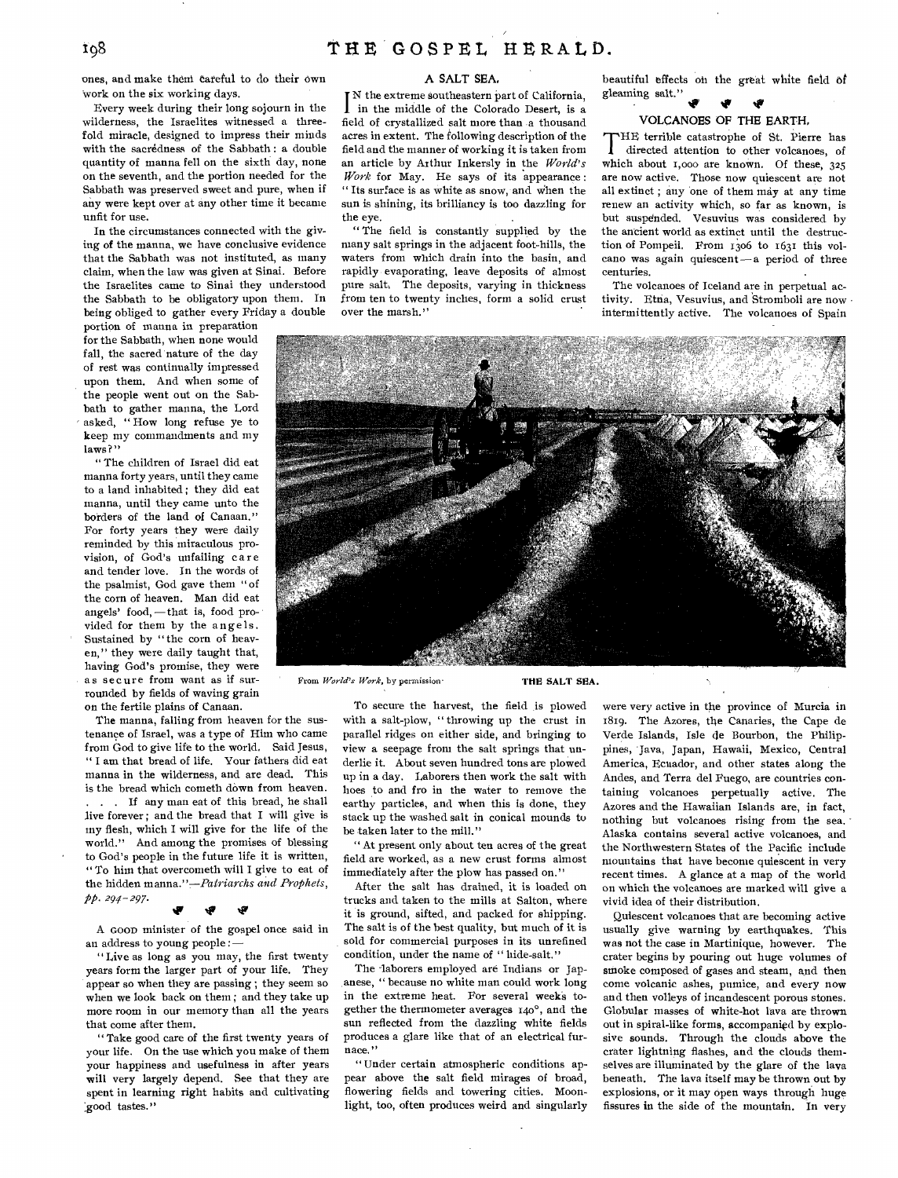ones, and make them careful to do their own work on the six working days.

Every week during their long sojourn in the wilderness, the Israelites witnessed a threefold miracle, designed to impress their minds with the sacredness of the Sabbath: a double quantity of manna fell on the sixth day, none on the seventh, and the portion needed for the Sabbath was preserved sweet and pure, when if any were kept over at any other time it became unfit for use.

In the circumstances connected with the giving of the manna, we have conclusive evidence that the Sabbath was not instituted, as many claim, when the law was given at Sinai. Before the Israelites came to Sinai they understood the Sabbath to be obligatory upon them. In being obliged to gather every Friday a double portion of manna in preparation for the Sabbath, when none would fall, the sacred nature of the day of rest was continually impressed upon them. And when some of the people went out on the Sabbath to gather manna, the Lord asked, "How long refuse ye to keep my commandments and my laws?"

"The children of Israel did eat manna forty years, until they came to a land inhabited; they did eat manna, until they came unto the borders of the land of Canaan." For forty years they were daily reminded by this miraculous provision, of God's unfailing care and tender love. In the words of the psalmist, God gave them "of the corn of heaven. Man did eat angels' food,—that is, food provided for them by the angels. Sustained by "the corn of heaven," they were daily taught that, having God's promise, they were as secure from want as if surrounded by fields of waving grain on the fertile plains of Canaan.

The manna, falling from heaven for the sustenance of Israel, was a type of Him who came from God to give life to the world. Said Jesus, "I am that bread of life. Your fathers did eat manna in the wilderness, and are dead. This is the bread which cometh down from heaven. . . . If any man eat of this bread, he shall live forever; and the bread that I will give is my flesh, which I will give for the life of the world." And among the promises of blessing to God's people in the future life it is written, "To him that overcometh will I give to eat of the hidden manna."—*Patriarchs and Prophets, pp. 294-297.*

A GOOD minister of the gospel once said in an address to young people:—

"Live as long as you may, the first twenty years form the larger part of your life. They appear so when they are passing; they seem so when we look back on them; and they take up more room in our memory than all the years that come after them.

"Take good care of the first twenty years of your life. On the use which you make of them your happiness and usefulness in after years will very largely depend. See that they are spent in learning right habits and cultivating good tastes."

## A SALT SEA.

IN the extreme southeastern part of California, in the middle of the Colorado Desert, is a field of crystallized salt more than a thousand acres in extent. The following description of the field and the manner of working it is taken from an article by Arthur Inkersly in the *World's Work* for May. He says of its appearance: "Its surface is as white as snow, and when the sun is shining, its brilliancy is too dazzling for the eye.

"The field is constantly supplied by the many salt springs in the adjacent foot-hills, the waters from which drain into the basin, and rapidly evaporating, leave deposits of almost pure salt. The deposits, varying in thickness from ten to twenty inches, form a solid crust over the marsh."

From *World's Work*, by permission. THE SALT SEA.

To secure the harvest, the field is plowed with a salt-plow, "throwing up the crust in parallel ridges on either side, and bringing to view a seepage from the salt springs that underlie it. About seven hundred tons are plowed up in a day. Laborers then work the salt with hoes to and fro in the water to remove the earthy particles, and when this is done, they stack up the washed salt in conical mounds to be taken later to the mill."

"At present only about ten acres of the great field are worked, as a new crust forms almost immediately after the plow has passed on."

After the salt has drained, it is loaded on trucks and taken to the mills at Salton, where it is ground, sifted, and packed for shipping. The salt is of the best quality, but much of it is sold for commercial purposes in its unrefined condition, under the name of "hide-salt."

The laborers employed are Indians or Japanese, "because no white man could work long in the extreme heat. For several weeks together the thermometer averages 140°, and the sun reflected from the dazzling white fields produces a glare like that of an electrical furnace."

"Under certain atmospheric conditions appear above the salt field mirages of broad, flowering fields and towering cities. Moonlight, too, often produces weird and singularly beautiful effects on the great white field of gleaming salt."

## VOLCANOES OF THE EARTH.

THE terrible catastrophe of St. Pierre has directed attention to other volcanoes, of which about 1,000 are known. Of these, 325 are now active. Those now quiescent are not all extinct; any one of them may at any time renew an activity which, so far as known, is but suspended. Vesuvius was considered by the ancient world as extinct until the destruction of Pompeii. From 1306 to 1631 this volcano was again quiescent—a period of three centuries.

The volcanoes of Iceland are in perpetual activity. Etna, Vesuvius, and Stromboli are now intermittently active. The volcanoes of Spain were very active in the province of Murcia in 1819. The Azores, the Canaries, the Cape de Verde Islands, Isle de Bourbon, the Philippines, Java, Japan, Hawaii, Mexico, Central America, Ecuador, and other states along the Andes, and Terra del Fuego, are countries containing volcanoes perpetually active. The Azores and the Hawaiian Islands are, in fact, nothing but volcanoes rising from the sea. Alaska contains several active volcanoes, and the Northwestern States of the Pacific include mountains that have become quiescent in very recent times. A glance at a map of the world on which the volcanoes are marked will give a vivid idea of their distribution.

Quiescent volcanoes that are becoming active usually give warning by earthquakes. This was not the case in Martinique, however. The crater begins by pouring out huge volumes of smoke composed of gases and steam, and then come volcanic ashes, pumice, and every now and then volleys of incandescent porous stones. Globular masses of white-hot lava are thrown out in spiral-like forms, accompanied by explosive sounds. Through the clouds above the crater lightning flashes, and the clouds themselves are illuminated by the glare of the lava beneath. The lava itself may be thrown out by explosions, or it may open ways through huge fissures in the side of the mountain. In very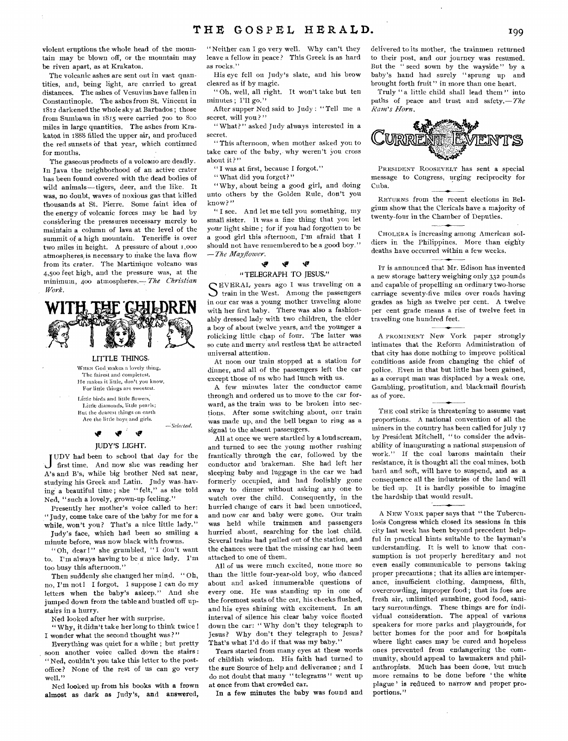violent eruptions the whole head of the mountain may be blown off, or the mountain may be riven apart, as at Krakatoa.

The volcanic ashes are sent out in vast quantities, and, being light, are carried to great distances. The ashes of Vesuvius have fallen in Constantinople. The ashes from St. Vincent in 1812 darkened the whole sky at Barbados; those from Sumbawa in 1815 were carried 700 to 800 miles in large quantities. The ashes from Krakatoa in 1888 filled the upper air, and produced the red sunsets of that year, which continued for months.

The gaseous products of a volcano are deadly. In Java the neighborhood of an active crater has been found covered with the dead bodies of wild animals—tigers, deer, and the like. It was, no doubt, waves of noxious gas that killed thousands at St. Pierre. Some faint idea of the energy of volcanic forces may be had by considering the pressures necessary merely to maintain a column of lava at the level of the summit of a high mountain. Teneriffe is over two miles in height. A pressure of about 1,000 atmospheres is necessary to make the lava flow from its crater. The Martinique volcano was 4,500 feet high, and the pressure was, at the minimum, 400 atmospheres.—*The Christian Work.*

# WITH THE CHILDREN

### LITTLE THINGS.

When God makes a lovely thing,
The fairest and completest,
He makes it little, don't you know,
For little things are sweetest.

Little birds and little flowers,
Little diamonds, little pearls;
But the dearest things on earth
Are the little boys and girls.

—*Selected.*

### JUDY'S LIGHT.

JUDY had been to school that day for the first time. And now she was reading her A's and B's, while big brother Ned sat near, studying his Greek and Latin. Judy was having a beautiful time; she "felt," as she told Ned, "such a lovely, grown-up feeling."

Presently her mother's voice called to her: "Judy, come take care of the baby for me for a while, won't you? That's a nice little lady."

Judy's face, which had been so smiling a minute before, was now black with frowns.

"Oh, dear!" she grumbled, "I don't want to. I'm always having to be a nice lady. I'm too busy this afternoon."

Then suddenly she changed her mind. "Oh, no, I'm not! I forgot. I suppose I can do my letters when the baby's asleep." And she jumped down from the table and bustled off upstairs in a hurry.

Ned looked after her with surprise.

"Why, it didn't take her long to think twice! I wonder what the second thought was?"

Everything was quiet for a while; but pretty soon another voice called down the stairs: "Ned, couldn't you take this letter to the post-office? None of the rest of us can go very well."

Ned looked up from his books with a frown almost as dark as Judy's, and answered, "Neither can I go very well. Why can't they leave a fellow in peace? This Greek is as hard as rocks."

His eye fell on Judy's slate, and his brow cleared as if by magic.

"Oh, well, all right. It won't take but ten minutes; I'll go."

After supper Ned said to Judy: "Tell me a secret, will you?"

"What?" asked Judy always interested in a secret.

"This afternoon, when mother asked you to take care of the baby, why weren't you cross about it?"

"I was at first, because I forgot."

"What did you forget?"

"Why, about being a good girl, and doing unto others by the Golden Rule, don't you know?"

"I see. And let me tell you something, my small sister. It was a fine thing that you let your light shine; for if you had forgotten to be a good girl this afternoon, I'm afraid that I should not have remembered to be a good boy."
—*The Mayflower.*

### "TELEGRAPH TO JESUS."

SEVERAL years ago I was traveling on a train in the West. Among the passengers in our car was a young mother traveling alone with her first baby. There was also a fashionably dressed lady with two children, the elder a boy of about twelve years, and the younger a rollicking little chap of four. The latter was so cute and merry and restless that he attracted universal attention.

At noon our train stopped at a station for dinner, and all of the passengers left the car except those of us who had lunch with us.

A few minutes later the conductor came through and ordered us to move to the car forward, as the train was to be broken into sections. After some switching about, our train was made up, and the bell began to ring as a signal to the absent passengers.

All at once we were startled by a loud scream, and turned to see the young mother rushing frantically through the car, followed by the conductor and brakeman. She had left her sleeping baby and luggage in the car we had formerly occupied, and had foolishly gone away to dinner without asking any one to watch over the child. Consequently, in the hurried change of cars it had been unnoticed, and now car and baby were gone. Our train was held while trainmen and passengers hurried about, searching for the lost child. Several trains had pulled out of the station, and the chances were that the missing car had been attached to one of them.

All of us were much excited, none more so than the little four-year-old boy, who danced about and asked innumerable questions of every one. He was standing up in one of the foremost seats of the car, his cheeks flushed, and his eyes shining with excitement. In an interval of silence his clear baby voice floated down the car: "Why don't they telegraph to Jesus? Why don't they telegraph to Jesus? That's what I'd do if that was my baby."

Tears started from many eyes at these words of childish wisdom. His faith had turned to the sure Source of help and deliverance; and I do not doubt that many "telegrams" went up at once from that crowded car.

In a few minutes the baby was found and delivered to its mother, the trainmen returned to their post, and our journey was resumed. But the "seed sown by the wayside" by a baby's hand had surely "sprung up and brought forth fruit" in more than one heart.

Truly "a little child shall lead them" into paths of peace and trust and safety.—*The Ram's Horn.*

# CURRENT EVENTS

PRESIDENT ROOSEVELT has sent a special message to Congress, urging reciprocity for Cuba.

RETURNS from the recent elections in Belgium show that the Clericals have a majority of twenty-four in the Chamber of Deputies.

CHOLERA is increasing among American soldiers in the Philippines. More than eighty deaths have occurred within a few weeks.

IT is announced that Mr. Edison has invented a new storage battery weighing only 332 pounds and capable of propelling an ordinary two-horse carriage seventy-five miles over roads having grades as high as twelve per cent. A twelve per cent grade means a rise of twelve feet in traveling one hundred feet.

A PROMINENT New York paper strongly intimates that the Reform Administration of that city has done nothing to improve political conditions aside from changing the chief of police. Even in that but little has been gained, as a corrupt man was displaced by a weak one. Gambling, prostitution, and blackmail flourish as of yore.

THE coal strike is threatening to assume vast proportions. A national convention of all the miners in the country has been called for July 17 by President Mitchell, "to consider the advisability of inaugurating a national suspension of work." If the coal barons maintain their resistance, it is thought all the coal mines, both hard and soft, will have to suspend, and as a consequence all the industries of the land will be tied up. It is hardly possible to imagine the hardship that would result.

A NEW YORK paper says that "the Tuberculosis Congress which closed its sessions in this city last week has been beyond precedent helpful in practical hints suitable to the layman's understanding. It is well to know that consumption is not properly hereditary and not even easily communicable to persons taking proper precautions; that its allies are intemperance, insufficient clothing, dampness, filth, overcrowding, improper food; that its foes are fresh air, unlimited sunshine, good food, sanitary surroundings. These things are for individual consideration. The appeal of various speakers for more parks and playgrounds, for better homes for the poor and for hospitals where light cases may be cured and hopeless ones prevented from endangering the community, should appeal to lawmakers and philanthropists. Much has been done, but much more remains to be done before 'the white plague' is reduced to narrow and proper proportions."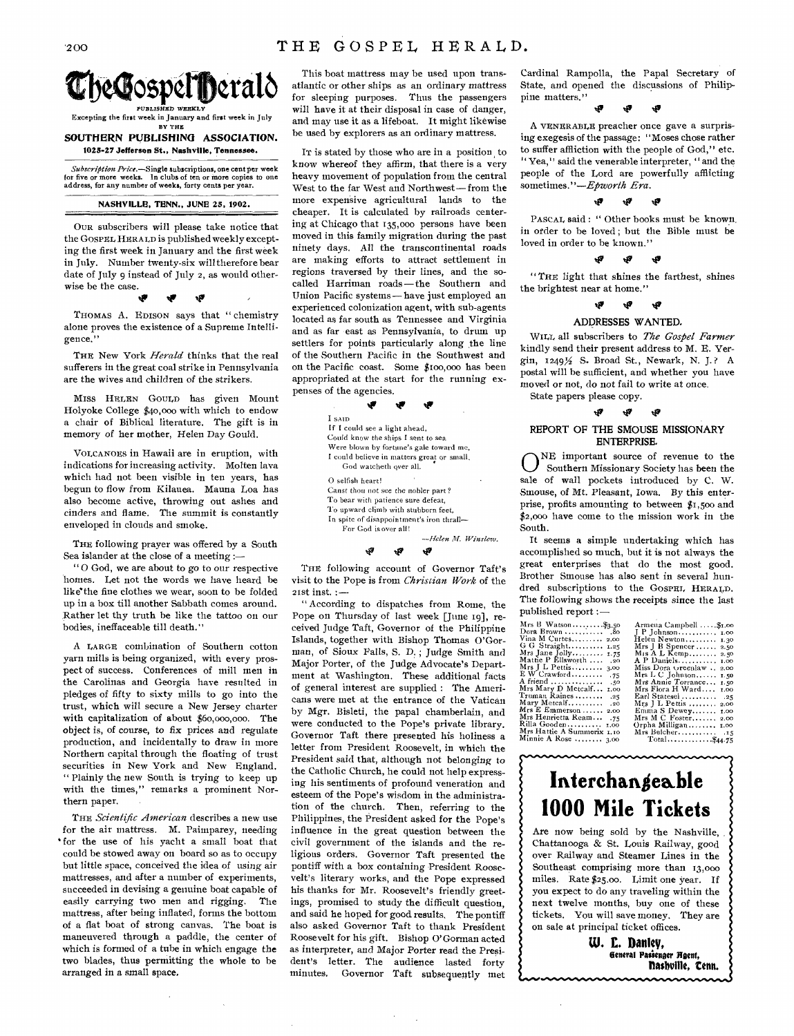# The Gospel Herald

PUBLISHED WEEKLY

Excepting the first week in January and first week in July

BY THE

**SOUTHERN PUBLISHING ASSOCIATION.**

**1025-27 Jefferson St., Nashville, Tennessee.**

*Subscription Price.*—Single subscriptions, one cent per week for five or more weeks. In clubs of ten or more copies to one address, for any number of weeks, forty cents per year.

**NASHVILLE, TENN., JUNE 25, 1902.**

OUR subscribers will please take notice that the GOSPEL HERALD is published weekly excepting the first week in January and the first week in July. Number twenty-six will therefore bear date of July 9 instead of July 2, as would otherwise be the case.

THOMAS A. EDISON says that "chemistry alone proves the existence of a Supreme Intelligence."

THE New York *Herald* thinks that the real sufferers in the great coal strike in Pennsylvania are the wives and children of the strikers.

MISS HELEN GOULD has given Mount Holyoke College $40,000 with which to endow a chair of Biblical literature. The gift is in memory of her mother, Helen Day Gould.

VOLCANOES in Hawaii are in eruption, with indications for increasing activity. Molten lava which had not been visible in ten years, has begun to flow from Kilauea. Mauna Loa has also become active, throwing out ashes and cinders and flame. The summit is constantly enveloped in clouds and smoke.

THE following prayer was offered by a South Sea islander at the close of a meeting:—

"O God, we are about to go to our respective homes. Let not the words we have heard be like the fine clothes we wear, soon to be folded up in a box till another Sabbath comes around. Rather let thy truth be like the tattoo on our bodies, ineffaceable till death."

A LARGE combination of Southern cotton yarn mills is being organized, with every prospect of success. Conferences of mill men in the Carolinas and Georgia have resulted in pledges of fifty to sixty mills to go into the trust, which will secure a New Jersey charter with capitalization of about $60,000,000. The object is, of course, to fix prices and regulate production, and incidentally to draw in more Northern capital through the floating of trust securities in New York and New England. "Plainly the new South is trying to keep up with the times," remarks a prominent Northern paper.

THE *Scientific American* describes a new use for the air mattress. M. Paimparey, needing for the use of his yacht a small boat that could be stowed away on board so as to occupy but little space, conceived the idea of using air mattresses, and after a number of experiments, succeeded in devising a genuine boat capable of easily carrying two men and rigging. The mattress, after being inflated, forms the bottom of a flat boat of strong canvas. The boat is maneuvered through a paddle, the center of which is formed of a tube in which engage the two blades, thus permitting the whole to be arranged in a small space.

This boat mattress may be used upon transatlantic or other ships as an ordinary mattress for sleeping purposes. Thus the passengers will have it at their disposal in case of danger, and may use it as a lifeboat. It might likewise be used by explorers as an ordinary mattress.

IT is stated by those who are in a position to know whereof they affirm, that there is a very heavy movement of population from the central West to the far West and Northwest—from the more expensive agricultural lands to the cheaper. It is calculated by railroads centering at Chicago that 135,000 persons have been moved in this family migration during the past ninety days. All the transcontinental roads are making efforts to attract settlement in regions traversed by their lines, and the so-called Harriman roads—the Southern and Union Pacific systems—have just employed an experienced colonization agent, with sub-agents located as far south as Tennessee and Virginia and as far east as Pennsylvania, to drum up settlers for points particularly along the line of the Southern Pacific in the Southwest and on the Pacific coast. Some $100,000 has been appropriated at the start for the running expenses of the agencies.

I SAID
If I could see a light ahead,
Could know the ships I sent to sea
Were blown by fortune's gale toward me,
I could believe in matters great or small,
God watcheth over all.

O selfish heart!
Canst thou not see the nobler part?
To bear with patience sure defeat,
To upward climb with stubborn feet,
In spite of disappointment's iron thrall—
For God is over all!

—*Helen M. Winslow.*

THE following account of Governor Taft's visit to the Pope is from *Christian Work* of the 21st inst.:—

"According to dispatches from Rome, the Pope on Thursday of last week [June 19], received Judge Taft, Governor of the Philippine Islands, together with Bishop Thomas O'Gorman, of Sioux Falls, S. D.; Judge Smith and Major Porter, of the Judge Advocate's Department at Washington. These additional facts of general interest are supplied: The Americans were met at the entrance of the Vatican by Mgr. Bisleti, the papal chamberlain, and were conducted to the Pope's private library. Governor Taft there presented his holiness a letter from President Roosevelt, in which the President said that, although not belonging to the Catholic Church, he could not help expressing his sentiments of profound veneration and esteem of the Pope's wisdom in the administration of the church. Then, referring to the Philippines, the President asked for the Pope's influence in the great question between the civil government of the islands and the religious orders. Governor Taft presented the pontiff with a box containing President Roosevelt's literary works, and the Pope expressed his thanks for Mr. Roosevelt's friendly greetings, promised to study the difficult question, and said he hoped for good results. The pontiff also asked Governor Taft to thank President Roosevelt for his gift. Bishop O'Gorman acted as interpreter, and Major Porter read the President's letter. The audience lasted forty minutes. Governor Taft subsequently met Cardinal Rampolla, the Papal Secretary of State, and opened the discussions of Philippine matters."

A VENERABLE preacher once gave a surprising exegesis of the passage: "Moses chose rather to suffer affliction with the people of God," etc. "Yea," said the venerable interpreter, "and the people of the Lord are powerfully afflicting sometimes."—*Epworth Era.*

PASCAL said: "Other books must be known in order to be loved; but the Bible must be loved in order to be known."

"THE light that shines the farthest, shines the brightest near at home."

## ADDRESSES WANTED.

WILL all subscribers to *The Gospel Farmer* kindly send their present address to M. E. Vergin, 1249½ S. Broad St., Newark, N. J.? A postal will be sufficient, and whether you have moved or not, do not fail to write at once.

State papers please copy.

## REPORT OF THE SMOUSE MISSIONARY ENTERPRISE.

ONE important source of revenue to the Southern Missionary Society has been the sale of wall pockets introduced by C. W. Smouse, of Mt. Pleasant, Iowa. By this enterprise, profits amounting to between $1,500 and $2,000 have come to the mission work in the South.

It seems a simple undertaking which has accomplished so much, but it is not always the great enterprises that do the most good. Brother Smouse has also sent in several hundred subscriptions to the GOSPEL HERALD. The following shows the receipts since the last published report:—

| | | | |
|---|---|---|---|
| Mrs B Watson | $3.50 | Armena Campbell | $1.00 |
| Dora Brown | .80 | J P Johnson | 1.00 |
| Vina M Curtes | 2.00 | Helen Newton | 1.30 |
| G G Straight | 1.25 | Mrs J B Spencer | 2.50 |
| Mrs Jane Jolly | 1.75 | Mrs A L Kemp | 2.50 |
| Mattie P Ellsworth | .20 | A P Daniels | 1.00 |
| Mrs J L Pettis | 3.00 | Miss Dora Greenlaw | 2.00 |
| E W Crawford | .75 | Mrs L C Johnson | 1.50 |
| A friend | .50 | Mrs Annie Torrance | 1.50 |
| Mrs Mary D Metcalf | 1.00 | Mrs Flora H Ward | 1.00 |
| Truman Raines | .25 | Earl Statesel | .25 |
| Mary Metcalf | .20 | Mrs J L Pettis | 2.00 |
| Mrs E Emmerson | 2.00 | Emma S Dewey | 1.00 |
| Mrs Henrietta Ream | .75 | Mrs M C Foster | 2.00 |
| Rilla Gooden | 1.00 | Orpha Milligan | 1.00 |
| Mrs Hattie A Summerix | 1.10 | Mrs Belcher | .15 |
| Minnie A Rose | 3.00 | Total | $44.75 |

# Interchangeable 1000 Mile Tickets

Are now being sold by the Nashville, Chattanooga & St. Louis Railway, good over Railway and Steamer Lines in the Southeast comprising more than 13,000 miles. Rate $25.00. Limit one year. If you expect to do any traveling within the next twelve months, buy one of these tickets. You will save money. They are on sale at principal ticket offices.

**W. L. Danley,**
General Passenger Agent,
Nashville, Tenn.